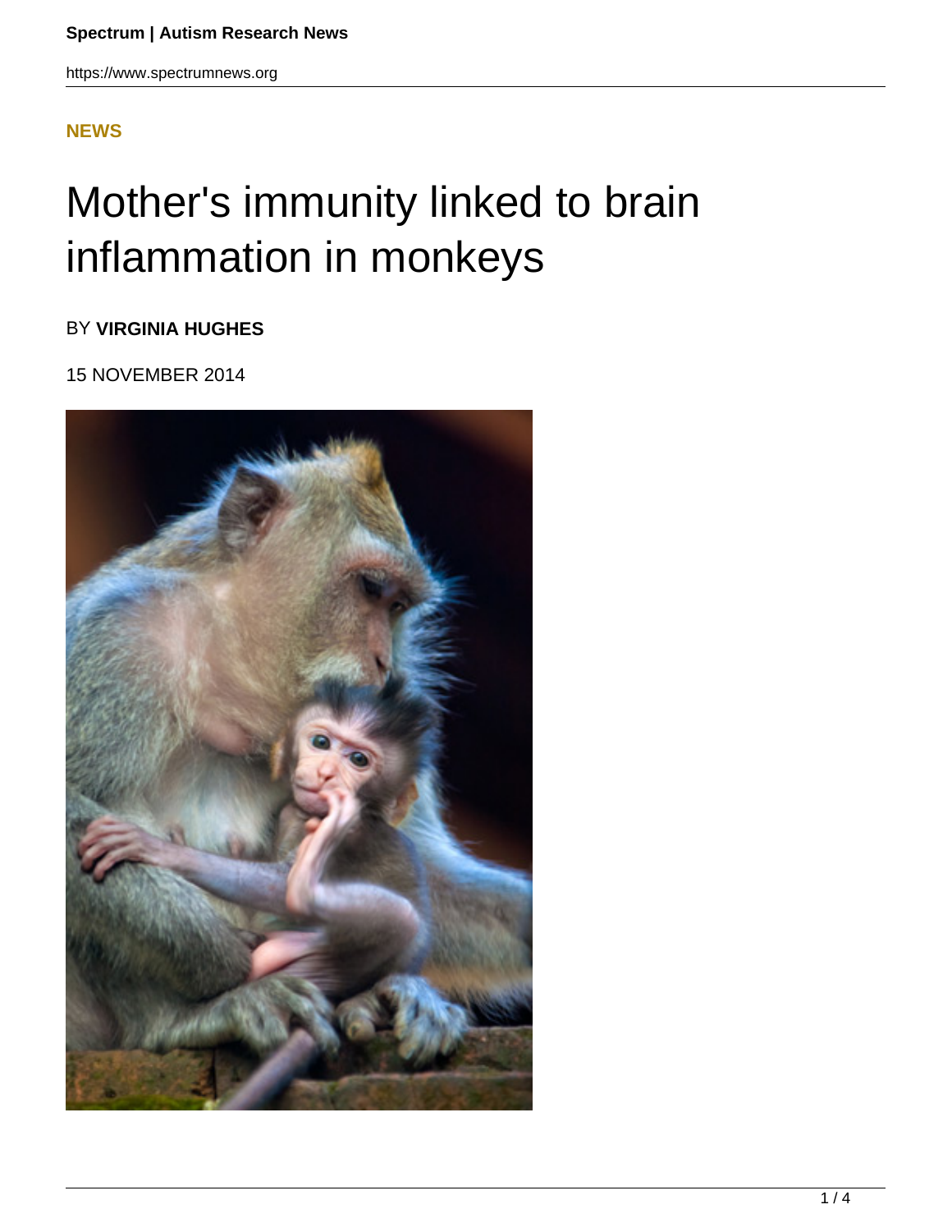**NEWS**

# Mother's immunity linked to brain inflammation in monkeys

BY **VIRGINIA HUGHES**

15 NOVEMBER 2014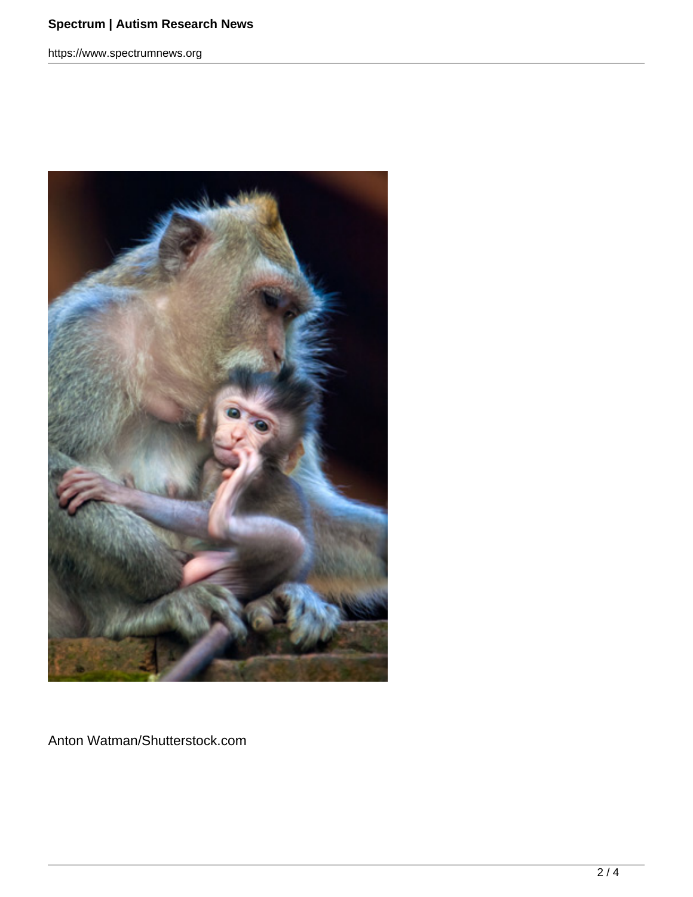Anton Watman/Shutterstock.com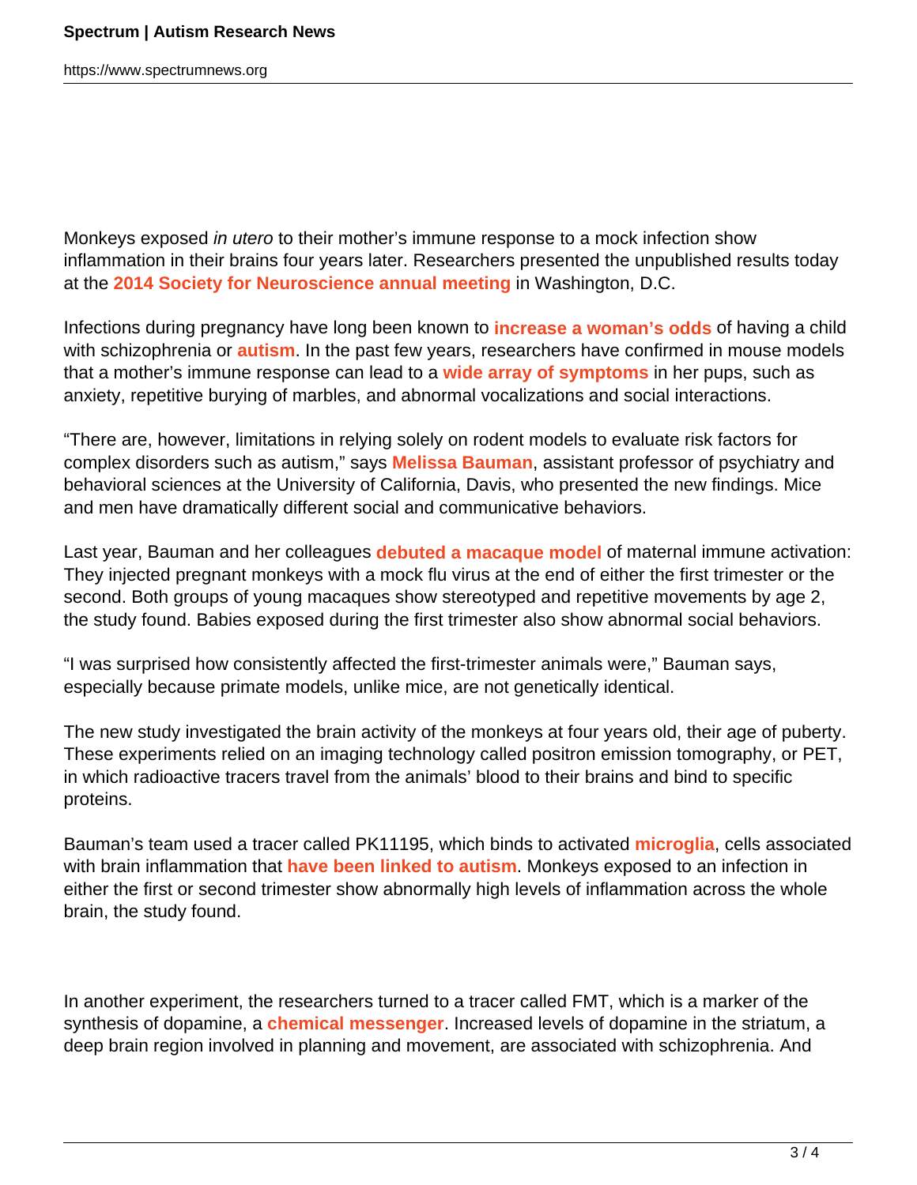Monkeys exposed *in utero* to their mother's immune response to a mock infection show inflammation in their brains four years later. Researchers presented the unpublished results today at the **2014 Society for Neuroscience annual meeting** in Washington, D.C.

Infections during pregnancy have long been known to **increase a woman's odds** of having a child with schizophrenia or **autism**. In the past few years, researchers have confirmed in mouse models that a mother's immune response can lead to a **wide array of symptoms** in her pups, such as anxiety, repetitive burying of marbles, and abnormal vocalizations and social interactions.

"There are, however, limitations in relying solely on rodent models to evaluate risk factors for complex disorders such as autism," says **Melissa Bauman**, assistant professor of psychiatry and behavioral sciences at the University of California, Davis, who presented the new findings. Mice and men have dramatically different social and communicative behaviors.

Last year, Bauman and her colleagues **debuted a macaque model** of maternal immune activation: They injected pregnant monkeys with a mock flu virus at the end of either the first trimester or the second. Both groups of young macaques show stereotyped and repetitive movements by age 2, the study found. Babies exposed during the first trimester also show abnormal social behaviors.

"I was surprised how consistently affected the first-trimester animals were," Bauman says, especially because primate models, unlike mice, are not genetically identical.

The new study investigated the brain activity of the monkeys at four years old, their age of puberty. These experiments relied on an imaging technology called positron emission tomography, or PET, in which radioactive tracers travel from the animals' blood to their brains and bind to specific proteins.

Bauman's team used a tracer called PK11195, which binds to activated **microglia**, cells associated with brain inflammation that **have been linked to autism**. Monkeys exposed to an infection in either the first or second trimester show abnormally high levels of inflammation across the whole brain, the study found.

In another experiment, the researchers turned to a tracer called FMT, which is a marker of the synthesis of dopamine, a **chemical messenger**. Increased levels of dopamine in the striatum, a deep brain region involved in planning and movement, are associated with schizophrenia. And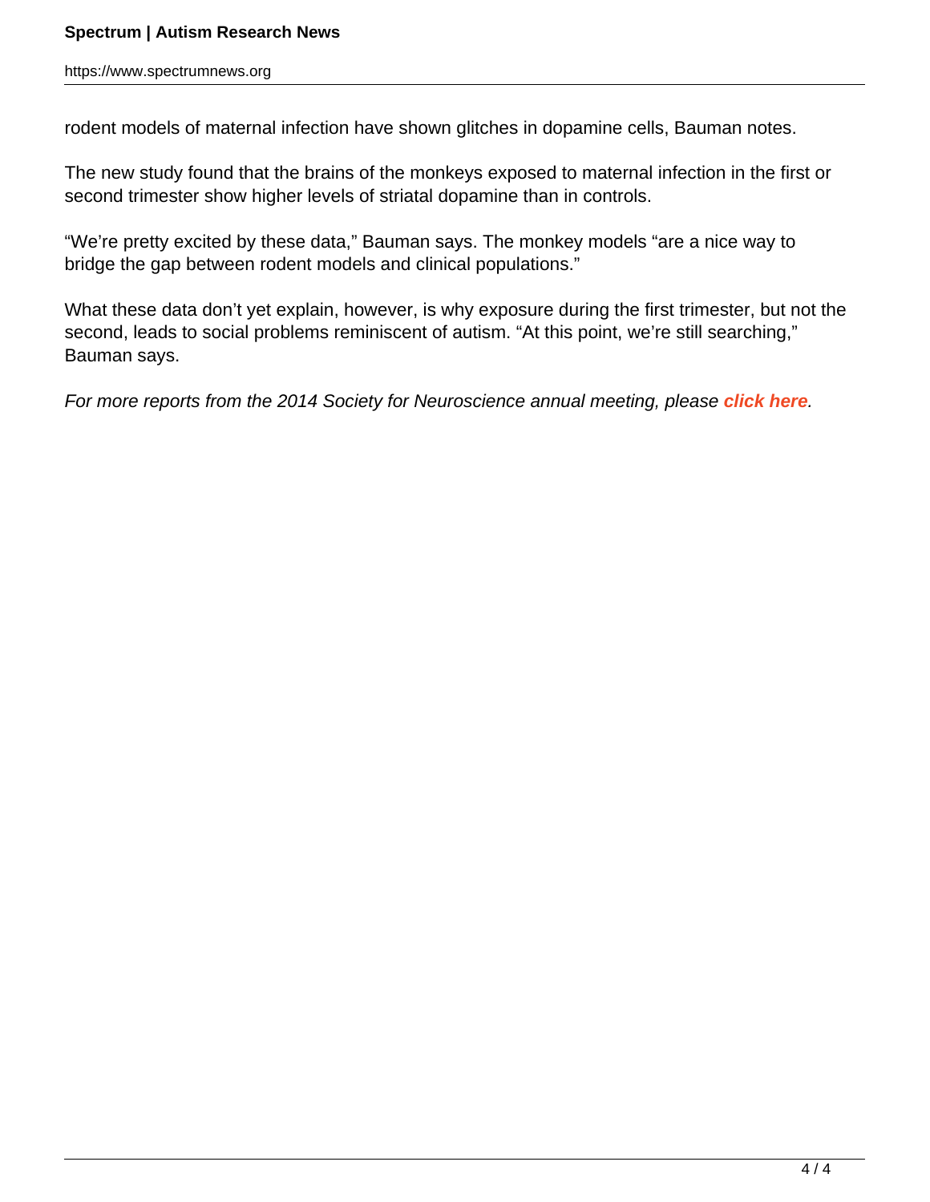rodent models of maternal infection have shown glitches in dopamine cells, Bauman notes.

The new study found that the brains of the monkeys exposed to maternal infection in the first or second trimester show higher levels of striatal dopamine than in controls.

“We’re pretty excited by these data,” Bauman says. The monkey models “are a nice way to bridge the gap between rodent models and clinical populations.”

What these data don’t yet explain, however, is why exposure during the first trimester, but not the second, leads to social problems reminiscent of autism. “At this point, we’re still searching,” Bauman says.

*For more reports from the 2014 Society for Neuroscience annual meeting, please* ***click here****.*